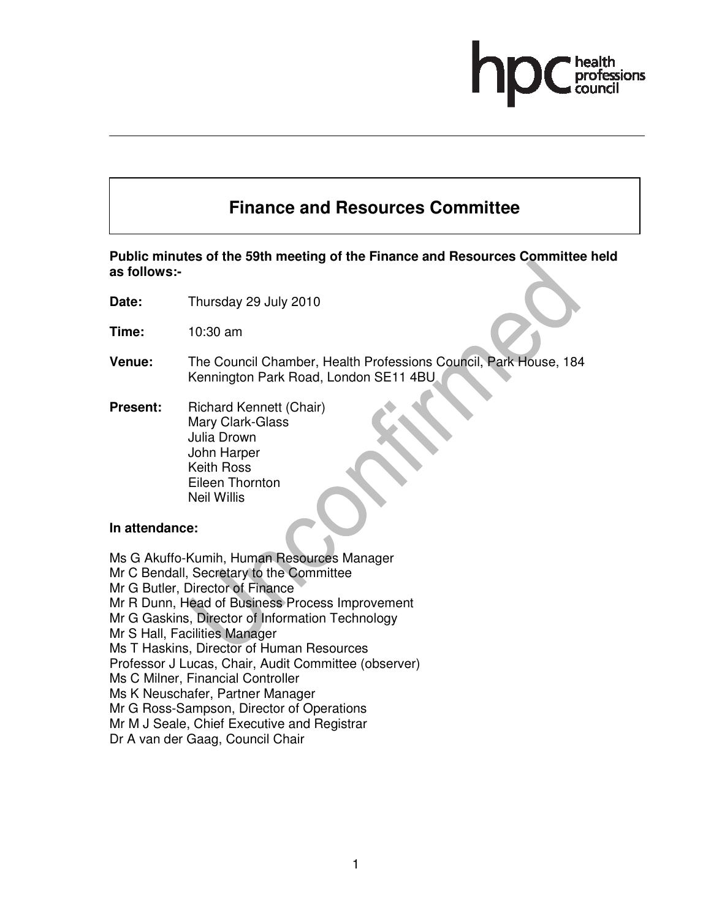# Finance and Resources Committee

**Public minutes of the 59th meeting of the Finance and Resources Committee held as follows:-**

**Date:** Thursday 29 July 2010

**Time:** 10:30 am

**Venue:** The Council Chamber, Health Professions Council, Park House, 184 Kennington Park Road, London SE11 4BU

**Present:** Richard Kennett (Chair)
Mary Clark-Glass
Julia Drown
John Harper
Keith Ross
Eileen Thornton
Neil Willis

**In attendance:**

Ms G Akuffo-Kumih, Human Resources Manager
Mr C Bendall, Secretary to the Committee
Mr G Butler, Director of Finance
Mr R Dunn, Head of Business Process Improvement
Mr G Gaskins, Director of Information Technology
Mr S Hall, Facilities Manager
Ms T Haskins, Director of Human Resources
Professor J Lucas, Chair, Audit Committee (observer)
Ms C Milner, Financial Controller
Ms K Neuschafer, Partner Manager
Mr G Ross-Sampson, Director of Operations
Mr M J Seale, Chief Executive and Registrar
Dr A van der Gaag, Council Chair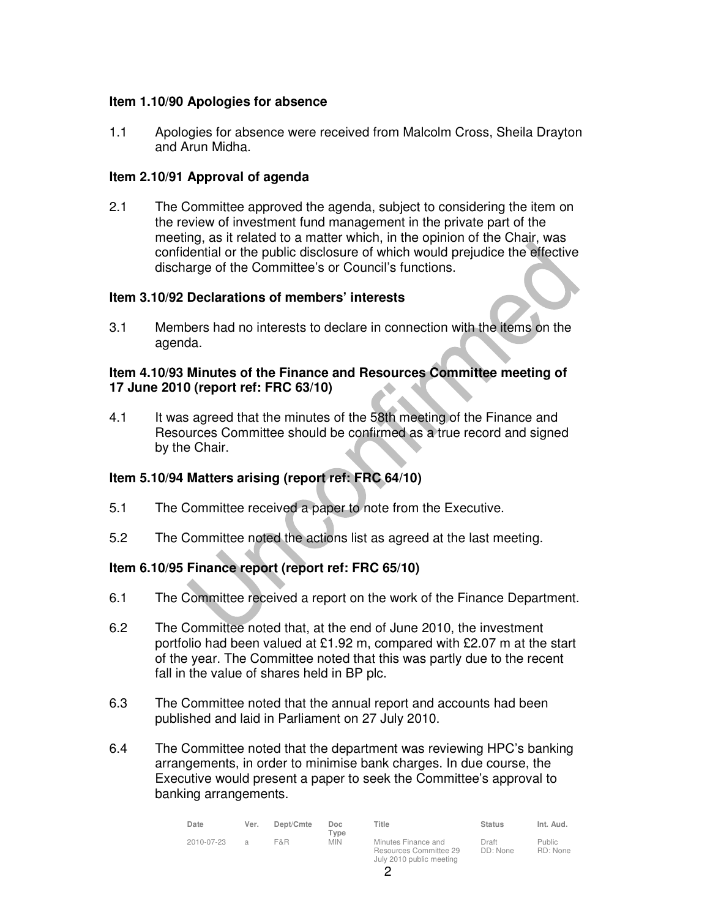**Item 1.10/90 Apologies for absence**

1.1 Apologies for absence were received from Malcolm Cross, Sheila Drayton and Arun Midha.

**Item 2.10/91 Approval of agenda**

2.1 The Committee approved the agenda, subject to considering the item on the review of investment fund management in the private part of the meeting, as it related to a matter which, in the opinion of the Chair, was confidential or the public disclosure of which would prejudice the effective discharge of the Committee's or Council's functions.

**Item 3.10/92 Declarations of members' interests**

3.1 Members had no interests to declare in connection with the items on the agenda.

**Item 4.10/93 Minutes of the Finance and Resources Committee meeting of 17 June 2010 (report ref: FRC 63/10)**

4.1 It was agreed that the minutes of the 58th meeting of the Finance and Resources Committee should be confirmed as a true record and signed by the Chair.

**Item 5.10/94 Matters arising (report ref: FRC 64/10)**

5.1 The Committee received a paper to note from the Executive.

5.2 The Committee noted the actions list as agreed at the last meeting.

**Item 6.10/95 Finance report (report ref: FRC 65/10)**

6.1 The Committee received a report on the work of the Finance Department.

6.2 The Committee noted that, at the end of June 2010, the investment portfolio had been valued at £1.92 m, compared with £2.07 m at the start of the year. The Committee noted that this was partly due to the recent fall in the value of shares held in BP plc.

6.3 The Committee noted that the annual report and accounts had been published and laid in Parliament on 27 July 2010.

6.4 The Committee noted that the department was reviewing HPC's banking arrangements, in order to minimise bank charges. In due course, the Executive would present a paper to seek the Committee's approval to banking arrangements.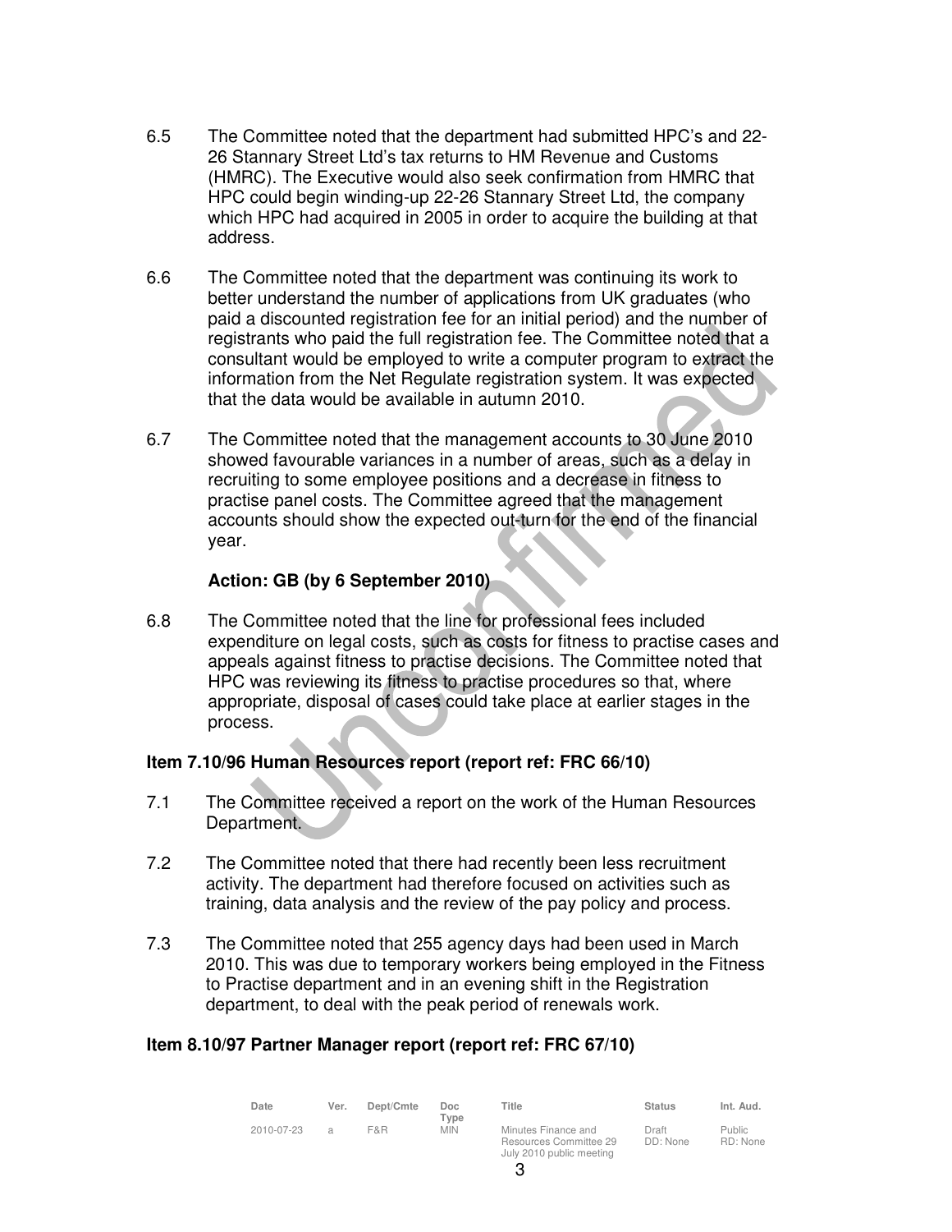6.5 The Committee noted that the department had submitted HPC's and 22-26 Stannary Street Ltd's tax returns to HM Revenue and Customs (HMRC). The Executive would also seek confirmation from HMRC that HPC could begin winding-up 22-26 Stannary Street Ltd, the company which HPC had acquired in 2005 in order to acquire the building at that address.

6.6 The Committee noted that the department was continuing its work to better understand the number of applications from UK graduates (who paid a discounted registration fee for an initial period) and the number of registrants who paid the full registration fee. The Committee noted that a consultant would be employed to write a computer program to extract the information from the Net Regulate registration system. It was expected that the data would be available in autumn 2010.

6.7 The Committee noted that the management accounts to 30 June 2010 showed favourable variances in a number of areas, such as a delay in recruiting to some employee positions and a decrease in fitness to practise panel costs. The Committee agreed that the management accounts should show the expected out-turn for the end of the financial year.

**Action: GB (by 6 September 2010)**

6.8 The Committee noted that the line for professional fees included expenditure on legal costs, such as costs for fitness to practise cases and appeals against fitness to practise decisions. The Committee noted that HPC was reviewing its fitness to practise procedures so that, where appropriate, disposal of cases could take place at earlier stages in the process.

**Item 7.10/96 Human Resources report (report ref: FRC 66/10)**

7.1 The Committee received a report on the work of the Human Resources Department.

7.2 The Committee noted that there had recently been less recruitment activity. The department had therefore focused on activities such as training, data analysis and the review of the pay policy and process.

7.3 The Committee noted that 255 agency days had been used in March 2010. This was due to temporary workers being employed in the Fitness to Practise department and in an evening shift in the Registration department, to deal with the peak period of renewals work.

**Item 8.10/97 Partner Manager report (report ref: FRC 67/10)**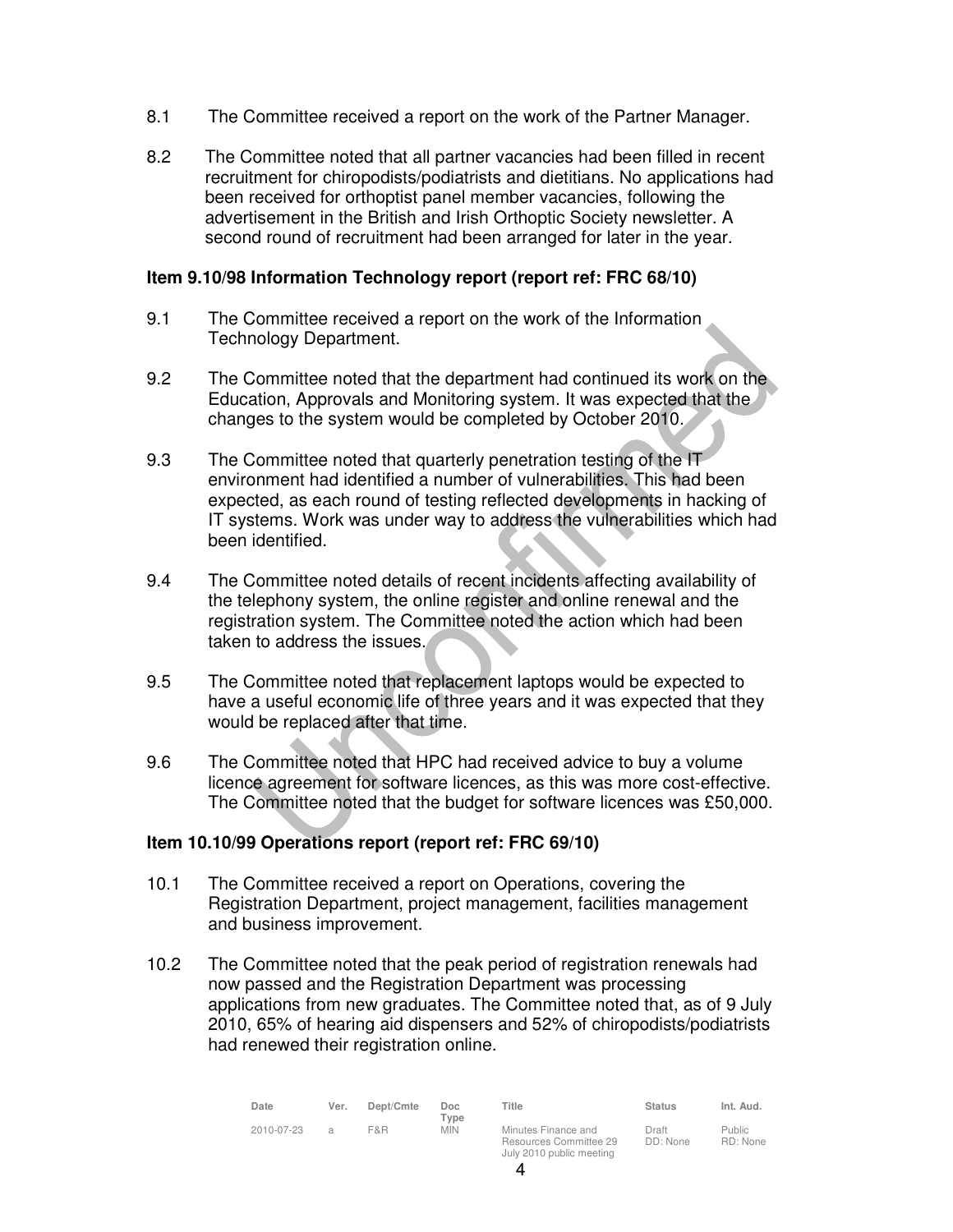8.1 The Committee received a report on the work of the Partner Manager.

8.2 The Committee noted that all partner vacancies had been filled in recent recruitment for chiropodists/podiatrists and dietitians. No applications had been received for orthoptist panel member vacancies, following the advertisement in the British and Irish Orthoptic Society newsletter. A second round of recruitment had been arranged for later in the year.

**Item 9.10/98 Information Technology report (report ref: FRC 68/10)**

9.1 The Committee received a report on the work of the Information Technology Department.

9.2 The Committee noted that the department had continued its work on the Education, Approvals and Monitoring system. It was expected that the changes to the system would be completed by October 2010.

9.3 The Committee noted that quarterly penetration testing of the IT environment had identified a number of vulnerabilities. This had been expected, as each round of testing reflected developments in hacking of IT systems. Work was under way to address the vulnerabilities which had been identified.

9.4 The Committee noted details of recent incidents affecting availability of the telephony system, the online register and online renewal and the registration system. The Committee noted the action which had been taken to address the issues.

9.5 The Committee noted that replacement laptops would be expected to have a useful economic life of three years and it was expected that they would be replaced after that time.

9.6 The Committee noted that HPC had received advice to buy a volume licence agreement for software licences, as this was more cost-effective. The Committee noted that the budget for software licences was £50,000.

**Item 10.10/99 Operations report (report ref: FRC 69/10)**

10.1 The Committee received a report on Operations, covering the Registration Department, project management, facilities management and business improvement.

10.2 The Committee noted that the peak period of registration renewals had now passed and the Registration Department was processing applications from new graduates. The Committee noted that, as of 9 July 2010, 65% of hearing aid dispensers and 52% of chiropodists/podiatrists had renewed their registration online.

| Date | Ver. | Dept/Cmte | Doc Type | Title | Status | Int. Aud. |
| --- | --- | --- | --- | --- | --- | --- |
| 2010-07-23 | a | F&R | MIN | Minutes Finance and Resources Committee 29 July 2010 public meeting | Draft DD: None | Public RD: None |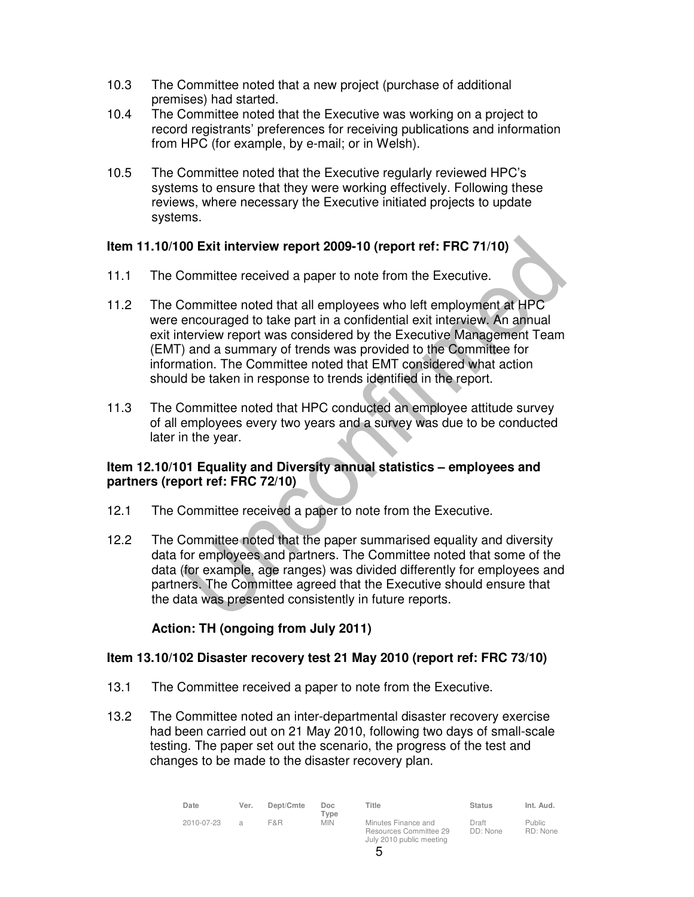10.3 The Committee noted that a new project (purchase of additional premises) had started.

10.4 The Committee noted that the Executive was working on a project to record registrants' preferences for receiving publications and information from HPC (for example, by e-mail; or in Welsh).

10.5 The Committee noted that the Executive regularly reviewed HPC's systems to ensure that they were working effectively. Following these reviews, where necessary the Executive initiated projects to update systems.

**Item 11.10/100 Exit interview report 2009-10 (report ref: FRC 71/10)**

11.1 The Committee received a paper to note from the Executive.

11.2 The Committee noted that all employees who left employment at HPC were encouraged to take part in a confidential exit interview. An annual exit interview report was considered by the Executive Management Team (EMT) and a summary of trends was provided to the Committee for information. The Committee noted that EMT considered what action should be taken in response to trends identified in the report.

11.3 The Committee noted that HPC conducted an employee attitude survey of all employees every two years and a survey was due to be conducted later in the year.

**Item 12.10/101 Equality and Diversity annual statistics – employees and partners (report ref: FRC 72/10)**

12.1 The Committee received a paper to note from the Executive.

12.2 The Committee noted that the paper summarised equality and diversity data for employees and partners. The Committee noted that some of the data (for example, age ranges) was divided differently for employees and partners. The Committee agreed that the Executive should ensure that the data was presented consistently in future reports.

**Action: TH (ongoing from July 2011)**

**Item 13.10/102 Disaster recovery test 21 May 2010 (report ref: FRC 73/10)**

13.1 The Committee received a paper to note from the Executive.

13.2 The Committee noted an inter-departmental disaster recovery exercise had been carried out on 21 May 2010, following two days of small-scale testing. The paper set out the scenario, the progress of the test and changes to be made to the disaster recovery plan.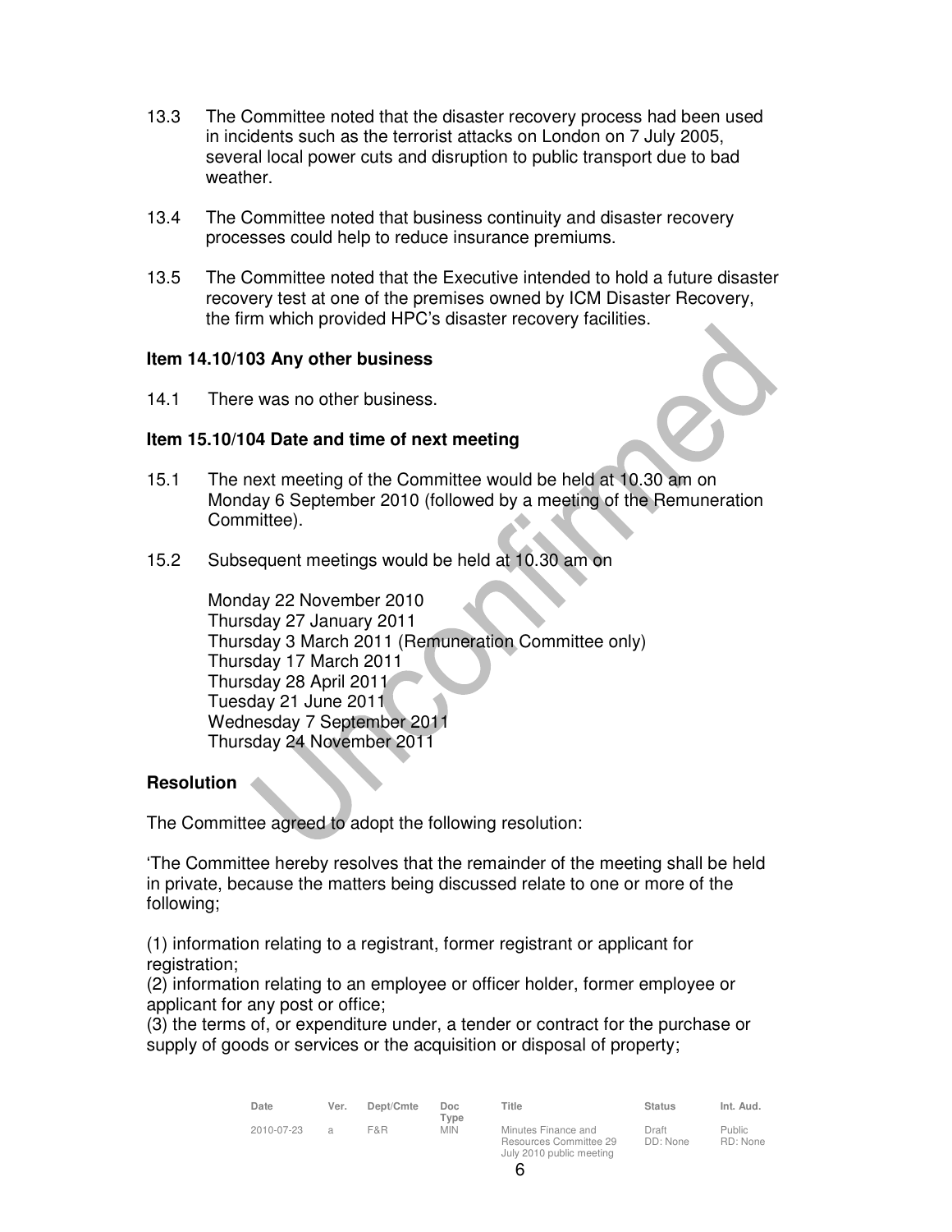13.3 The Committee noted that the disaster recovery process had been used in incidents such as the terrorist attacks on London on 7 July 2005, several local power cuts and disruption to public transport due to bad weather.

13.4 The Committee noted that business continuity and disaster recovery processes could help to reduce insurance premiums.

13.5 The Committee noted that the Executive intended to hold a future disaster recovery test at one of the premises owned by ICM Disaster Recovery, the firm which provided HPC's disaster recovery facilities.

**Item 14.10/103 Any other business**

14.1 There was no other business.

**Item 15.10/104 Date and time of next meeting**

15.1 The next meeting of the Committee would be held at 10.30 am on Monday 6 September 2010 (followed by a meeting of the Remuneration Committee).

15.2 Subsequent meetings would be held at 10.30 am on

Monday 22 November 2010
Thursday 27 January 2011
Thursday 3 March 2011 (Remuneration Committee only)
Thursday 17 March 2011
Thursday 28 April 2011
Tuesday 21 June 2011
Wednesday 7 September 2011
Thursday 24 November 2011

**Resolution**

The Committee agreed to adopt the following resolution:

'The Committee hereby resolves that the remainder of the meeting shall be held in private, because the matters being discussed relate to one or more of the following;

(1) information relating to a registrant, former registrant or applicant for registration;
(2) information relating to an employee or officer holder, former employee or applicant for any post or office;
(3) the terms of, or expenditure under, a tender or contract for the purchase or supply of goods or services or the acquisition or disposal of property;

| Date | Ver. | Dept/Cmte | Doc Type | Title | Status | Int. Aud. |
|---|---|---|---|---|---|---|
| 2010-07-23 | a | F&R | MIN | Minutes Finance and Resources Committee 29 July 2010 public meeting | Draft DD: None | Public RD: None |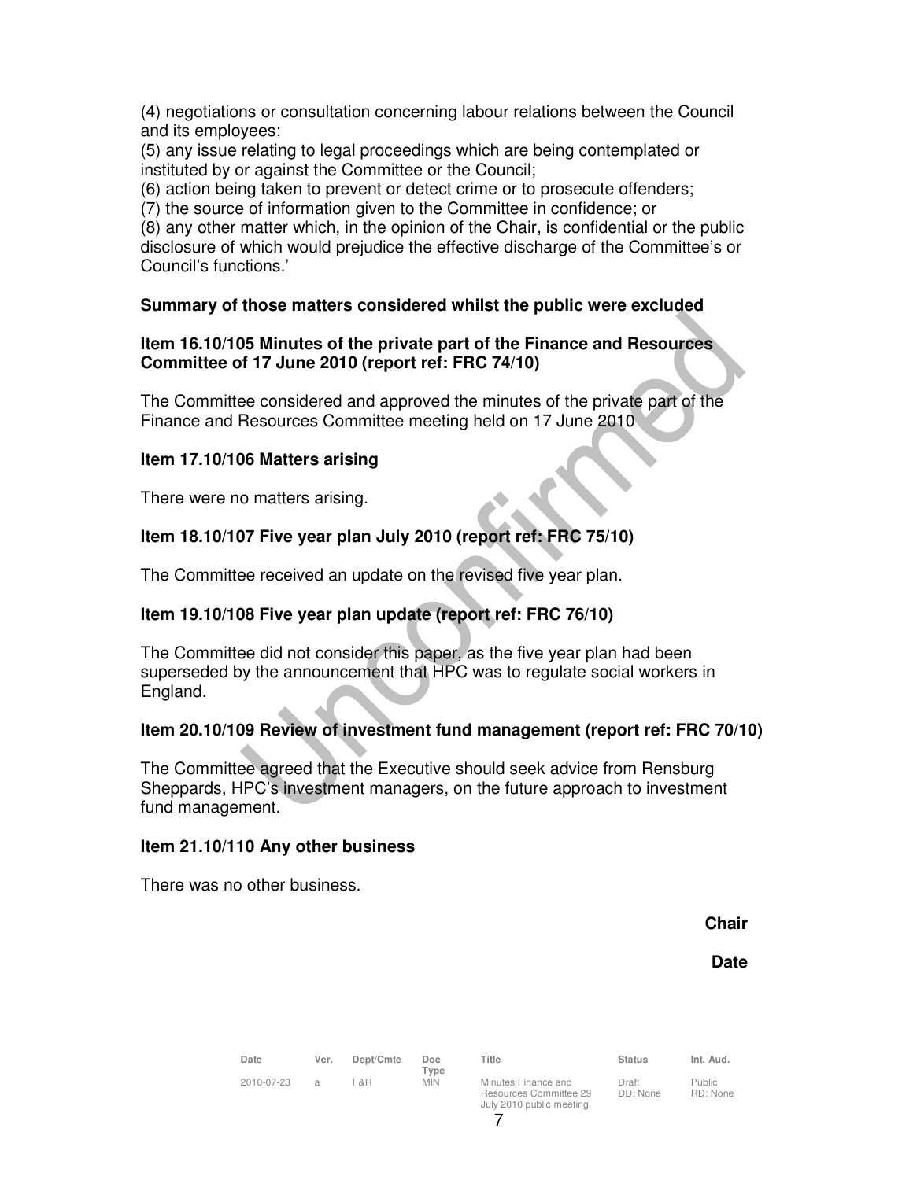(4) negotiations or consultation concerning labour relations between the Council and its employees;
(5) any issue relating to legal proceedings which are being contemplated or instituted by or against the Committee or the Council;
(6) action being taken to prevent or detect crime or to prosecute offenders;
(7) the source of information given to the Committee in confidence; or
(8) any other matter which, in the opinion of the Chair, is confidential or the public disclosure of which would prejudice the effective discharge of the Committee's or Council's functions.'

**Summary of those matters considered whilst the public were excluded**

**Item 16.10/105 Minutes of the private part of the Finance and Resources Committee of 17 June 2010 (report ref: FRC 74/10)**

The Committee considered and approved the minutes of the private part of the Finance and Resources Committee meeting held on 17 June 2010

**Item 17.10/106 Matters arising**

There were no matters arising.

**Item 18.10/107 Five year plan July 2010 (report ref: FRC 75/10)**

The Committee received an update on the revised five year plan.

**Item 19.10/108 Five year plan update (report ref: FRC 76/10)**

The Committee did not consider this paper, as the five year plan had been superseded by the announcement that HPC was to regulate social workers in England.

**Item 20.10/109 Review of investment fund management (report ref: FRC 70/10)**

The Committee agreed that the Executive should seek advice from Rensburg Sheppards, HPC's investment managers, on the future approach to investment fund management.

**Item 21.10/110 Any other business**

There was no other business.

**Chair**

**Date**

| Date | Ver. | Dept/Cmte | Doc Type | Title | Status | Int. Aud. |
|---|---|---|---|---|---|---|
| 2010-07-23 | a | F&R | MIN | Minutes Finance and Resources Committee 29 July 2010 public meeting | Draft DD: None | Public RD: None |